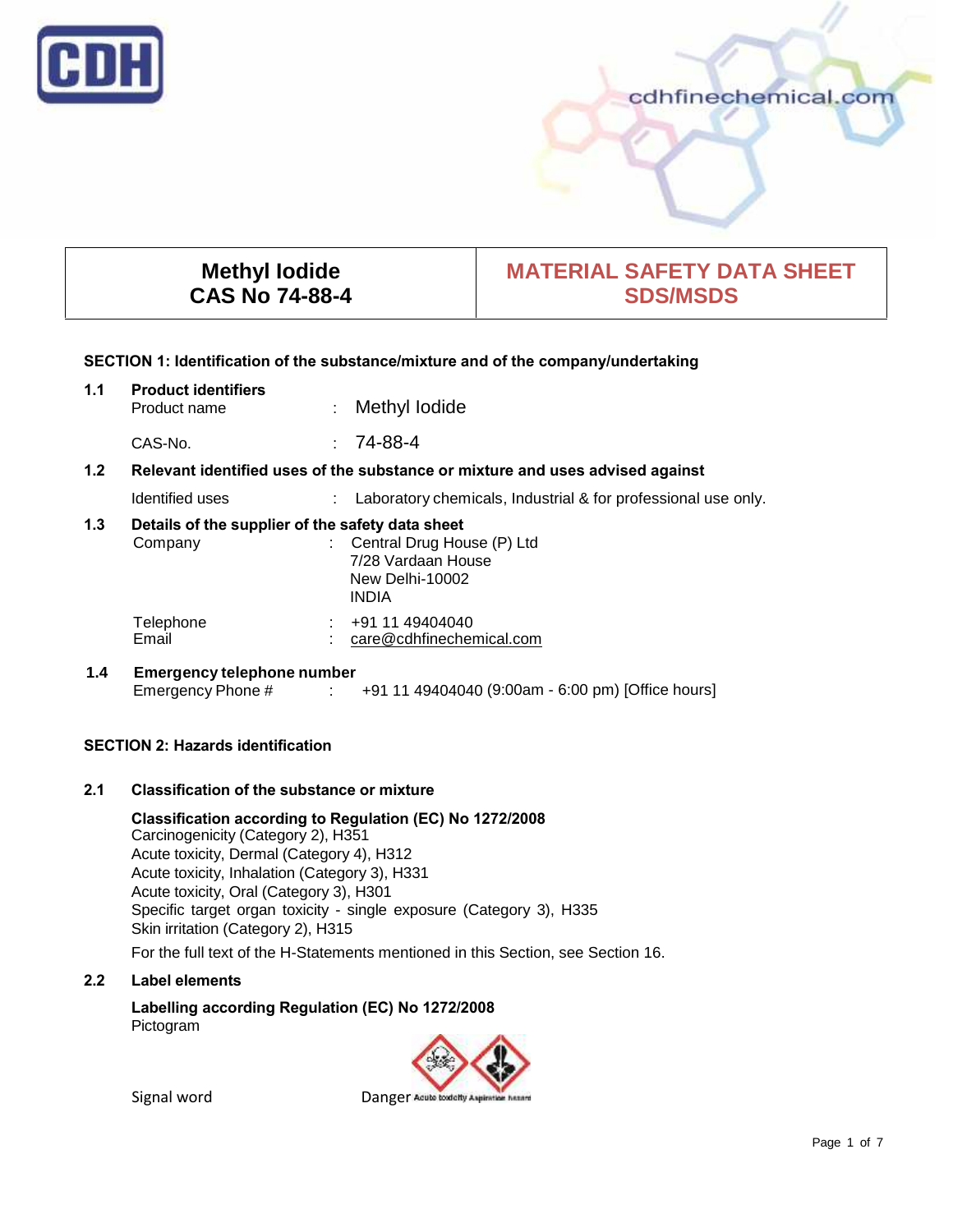CDH

cdhfinechemical.com

| Methyl Iodide CAS No 74-88-4 | MATERIAL SAFETY DATA SHEET SDS/MSDS |
|---|---|

## SECTION 1: Identification of the substance/mixture and of the company/undertaking

### 1.1 Product identifiers

Product name : Methyl Iodide

CAS-No. : 74-88-4

### 1.2 Relevant identified uses of the substance or mixture and uses advised against

Identified uses : Laboratory chemicals, Industrial & for professional use only.

### 1.3 Details of the supplier of the safety data sheet

Company : Central Drug House (P) Ltd
7/28 Vardaan House
New Delhi-10002
INDIA

Telephone : +91 11 49404040
Email : care@cdhfinechemical.com

### 1.4 Emergency telephone number

Emergency Phone # : +91 11 49404040 (9:00am - 6:00 pm) [Office hours]

## SECTION 2: Hazards identification

### 2.1 Classification of the substance or mixture

**Classification according to Regulation (EC) No 1272/2008**

Carcinogenicity (Category 2), H351
Acute toxicity, Dermal (Category 4), H312
Acute toxicity, Inhalation (Category 3), H331
Acute toxicity, Oral (Category 3), H301
Specific target organ toxicity - single exposure (Category 3), H335
Skin irritation (Category 2), H315

For the full text of the H-Statements mentioned in this Section, see Section 16.

### 2.2 Label elements

**Labelling according Regulation (EC) No 1272/2008**

Pictogram

Acute toxicity Aspiration hazard

Signal word Danger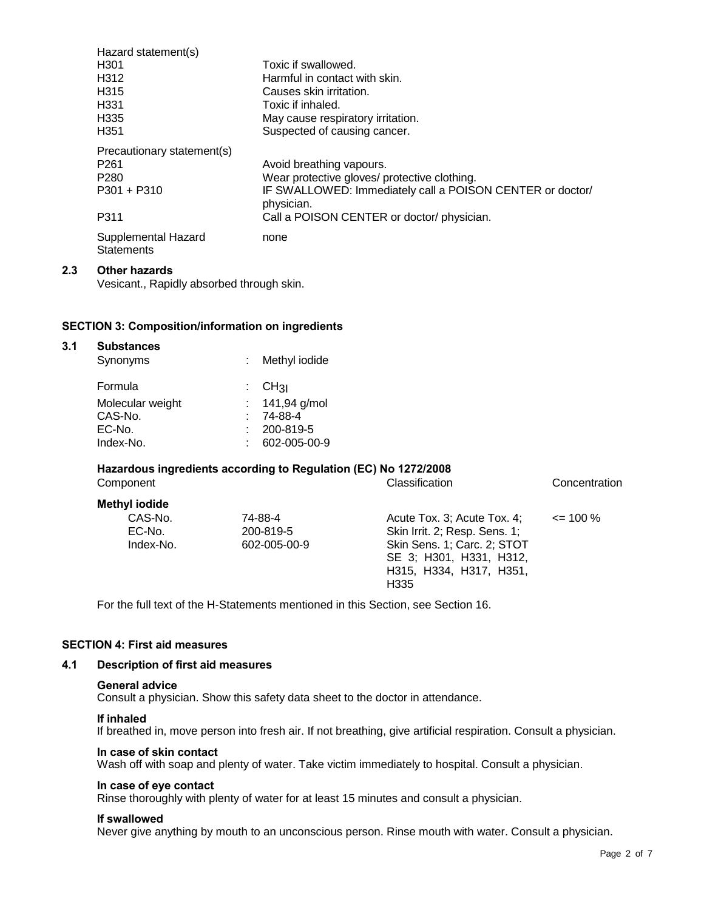Hazard statement(s)

| | |
|---|---|
| H301 | Toxic if swallowed. |
| H312 | Harmful in contact with skin. |
| H315 | Causes skin irritation. |
| H331 | Toxic if inhaled. |
| H335 | May cause respiratory irritation. |
| H351 | Suspected of causing cancer. |

Precautionary statement(s)

| | |
|---|---|
| P261 | Avoid breathing vapours. |
| P280 | Wear protective gloves/ protective clothing. |
| P301 + P310 | IF SWALLOWED: Immediately call a POISON CENTER or doctor/ physician. |
| P311 | Call a POISON CENTER or doctor/ physician. |

Supplemental Hazard Statements: none

### 2.3 Other hazards

Vesicant., Rapidly absorbed through skin.

## SECTION 3: Composition/information on ingredients

### 3.1 Substances

| | | |
|---|---|---|
| Synonyms | : | Methyl iodide |
| Formula | : | $CH_3I$ |
| Molecular weight | : | 141,94 g/mol |
| CAS-No. | : | 74-88-4 |
| EC-No. | : | 200-819-5 |
| Index-No. | : | 602-005-00-9 |

**Hazardous ingredients according to Regulation (EC) No 1272/2008**

| Component | | Classification | Concentration |
|---|---|---|---|
| **Methyl iodide** | | | |
| CAS-No. | 74-88-4 | Acute Tox. 3; Acute Tox. 4; Skin Irrit. 2; Resp. Sens. 1; Skin Sens. 1; Carc. 2; STOT SE 3; H301, H331, H312, H315, H334, H317, H351, H335 | <= 100 % |
| EC-No. | 200-819-5 | | |
| Index-No. | 602-005-00-9 | | |

For the full text of the H-Statements mentioned in this Section, see Section 16.

## SECTION 4: First aid measures

### 4.1 Description of first aid measures

**General advice**
Consult a physician. Show this safety data sheet to the doctor in attendance.

**If inhaled**
If breathed in, move person into fresh air. If not breathing, give artificial respiration. Consult a physician.

**In case of skin contact**
Wash off with soap and plenty of water. Take victim immediately to hospital. Consult a physician.

**In case of eye contact**
Rinse thoroughly with plenty of water for at least 15 minutes and consult a physician.

**If swallowed**
Never give anything by mouth to an unconscious person. Rinse mouth with water. Consult a physician.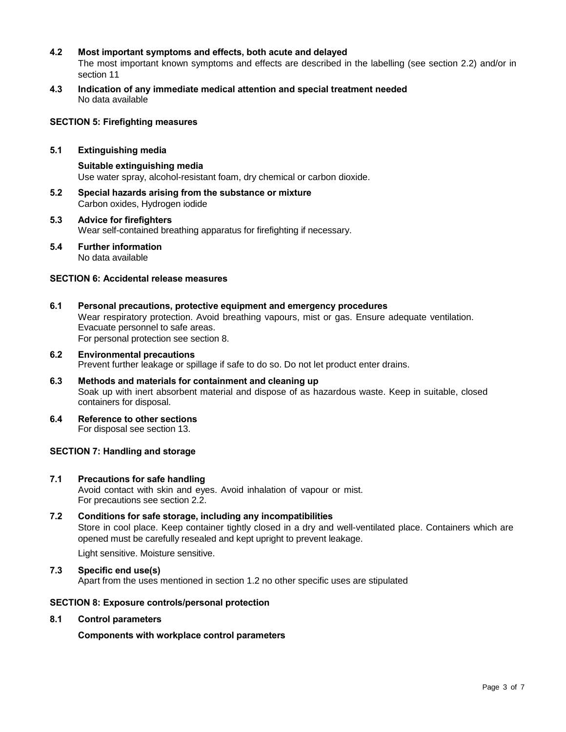#### 4.2 Most important symptoms and effects, both acute and delayed

The most important known symptoms and effects are described in the labelling (see section 2.2) and/or in section 11

#### 4.3 Indication of any immediate medical attention and special treatment needed

No data available

## SECTION 5: Firefighting measures

#### 5.1 Extinguishing media

**Suitable extinguishing media**

Use water spray, alcohol-resistant foam, dry chemical or carbon dioxide.

#### 5.2 Special hazards arising from the substance or mixture

Carbon oxides, Hydrogen iodide

#### 5.3 Advice for firefighters

Wear self-contained breathing apparatus for firefighting if necessary.

#### 5.4 Further information

No data available

## SECTION 6: Accidental release measures

#### 6.1 Personal precautions, protective equipment and emergency procedures

Wear respiratory protection. Avoid breathing vapours, mist or gas. Ensure adequate ventilation. Evacuate personnel to safe areas.
For personal protection see section 8.

#### 6.2 Environmental precautions

Prevent further leakage or spillage if safe to do so. Do not let product enter drains.

#### 6.3 Methods and materials for containment and cleaning up

Soak up with inert absorbent material and dispose of as hazardous waste. Keep in suitable, closed containers for disposal.

#### 6.4 Reference to other sections

For disposal see section 13.

## SECTION 7: Handling and storage

#### 7.1 Precautions for safe handling

Avoid contact with skin and eyes. Avoid inhalation of vapour or mist.
For precautions see section 2.2.

#### 7.2 Conditions for safe storage, including any incompatibilities

Store in cool place. Keep container tightly closed in a dry and well-ventilated place. Containers which are opened must be carefully resealed and kept upright to prevent leakage.

Light sensitive. Moisture sensitive.

#### 7.3 Specific end use(s)

Apart from the uses mentioned in section 1.2 no other specific uses are stipulated

## SECTION 8: Exposure controls/personal protection

#### 8.1 Control parameters

**Components with workplace control parameters**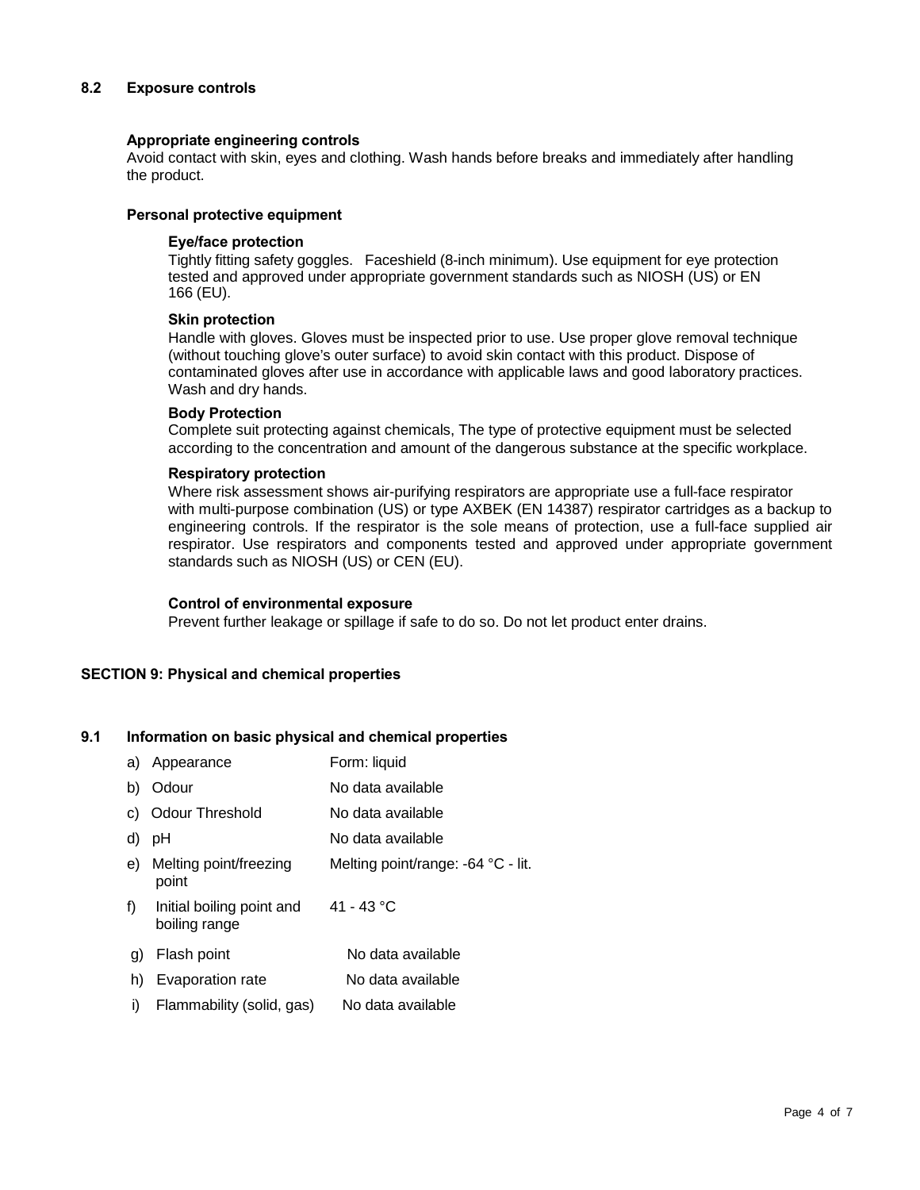## 8.2 Exposure controls

### Appropriate engineering controls

Avoid contact with skin, eyes and clothing. Wash hands before breaks and immediately after handling the product.

### Personal protective equipment

#### Eye/face protection

Tightly fitting safety goggles. Faceshield (8-inch minimum). Use equipment for eye protection tested and approved under appropriate government standards such as NIOSH (US) or EN 166 (EU).

#### Skin protection

Handle with gloves. Gloves must be inspected prior to use. Use proper glove removal technique (without touching glove's outer surface) to avoid skin contact with this product. Dispose of contaminated gloves after use in accordance with applicable laws and good laboratory practices. Wash and dry hands.

#### Body Protection

Complete suit protecting against chemicals, The type of protective equipment must be selected according to the concentration and amount of the dangerous substance at the specific workplace.

#### Respiratory protection

Where risk assessment shows air-purifying respirators are appropriate use a full-face respirator with multi-purpose combination (US) or type AXBEK (EN 14387) respirator cartridges as a backup to engineering controls. If the respirator is the sole means of protection, use a full-face supplied air respirator. Use respirators and components tested and approved under appropriate government standards such as NIOSH (US) or CEN (EU).

#### Control of environmental exposure

Prevent further leakage or spillage if safe to do so. Do not let product enter drains.

# SECTION 9: Physical and chemical properties

## 9.1 Information on basic physical and chemical properties

| | Property | Value |
|---|---|---|
| a) | Appearance | Form: liquid |
| b) | Odour | No data available |
| c) | Odour Threshold | No data available |
| d) | pH | No data available |
| e) | Melting point/freezing point | Melting point/range: -64 °C - lit. |
| f) | Initial boiling point and boiling range | 41 - 43 °C |
| g) | Flash point | No data available |
| h) | Evaporation rate | No data available |
| i) | Flammability (solid, gas) | No data available |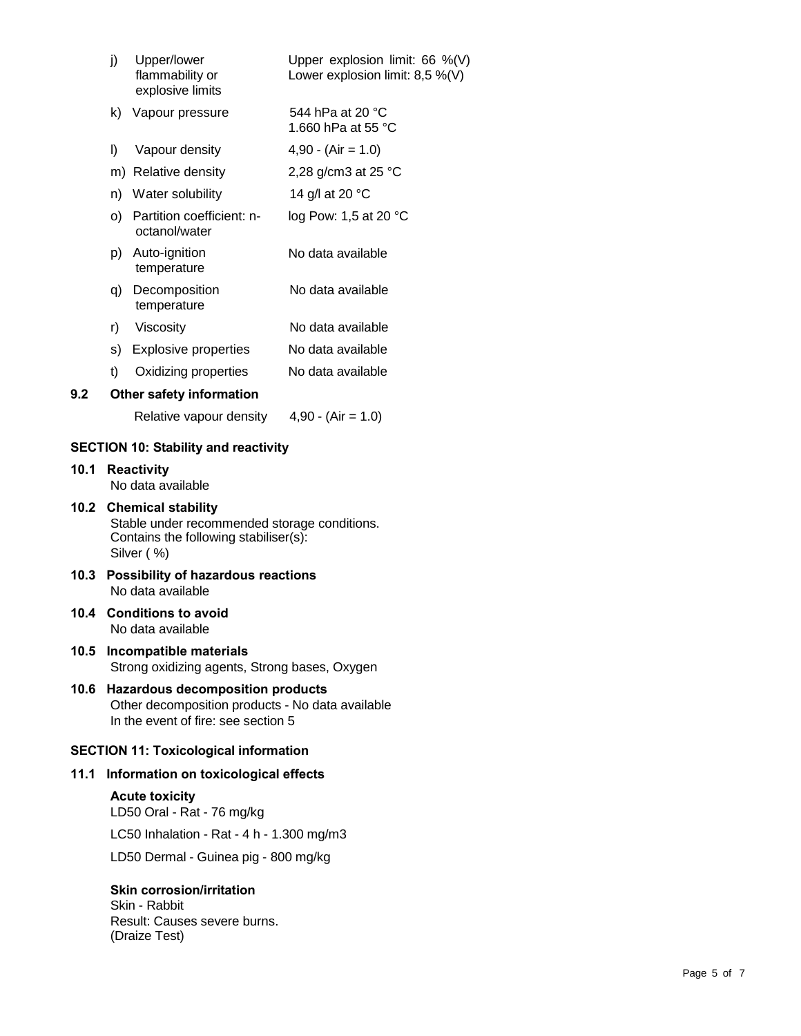| | | |
|---|---|---|
| j) | Upper/lower flammability or explosive limits | Upper explosion limit: 66 %(V)<br>Lower explosion limit: 8,5 %(V) |
| k) | Vapour pressure | 544 hPa at 20 °C<br>1.660 hPa at 55 °C |
| l) | Vapour density | 4,90 - (Air = 1.0) |
| m) | Relative density | 2,28 g/cm3 at 25 °C |
| n) | Water solubility | 14 g/l at 20 °C |
| o) | Partition coefficient: n-octanol/water | log Pow: 1,5 at 20 °C |
| p) | Auto-ignition temperature | No data available |
| q) | Decomposition temperature | No data available |
| r) | Viscosity | No data available |
| s) | Explosive properties | No data available |
| t) | Oxidizing properties | No data available |

**9.2 Other safety information**

Relative vapour density 4,90 - (Air = 1.0)

## SECTION 10: Stability and reactivity

**10.1 Reactivity**

No data available

**10.2 Chemical stability**

Stable under recommended storage conditions.
Contains the following stabiliser(s):
Silver ( %)

**10.3 Possibility of hazardous reactions**

No data available

**10.4 Conditions to avoid**

No data available

**10.5 Incompatible materials**

Strong oxidizing agents, Strong bases, Oxygen

**10.6 Hazardous decomposition products**

Other decomposition products - No data available
In the event of fire: see section 5

## SECTION 11: Toxicological information

**11.1 Information on toxicological effects**

**Acute toxicity**

LD50 Oral - Rat - 76 mg/kg

LC50 Inhalation - Rat - 4 h - 1.300 mg/m3

LD50 Dermal - Guinea pig - 800 mg/kg

**Skin corrosion/irritation**

Skin - Rabbit
Result: Causes severe burns.
(Draize Test)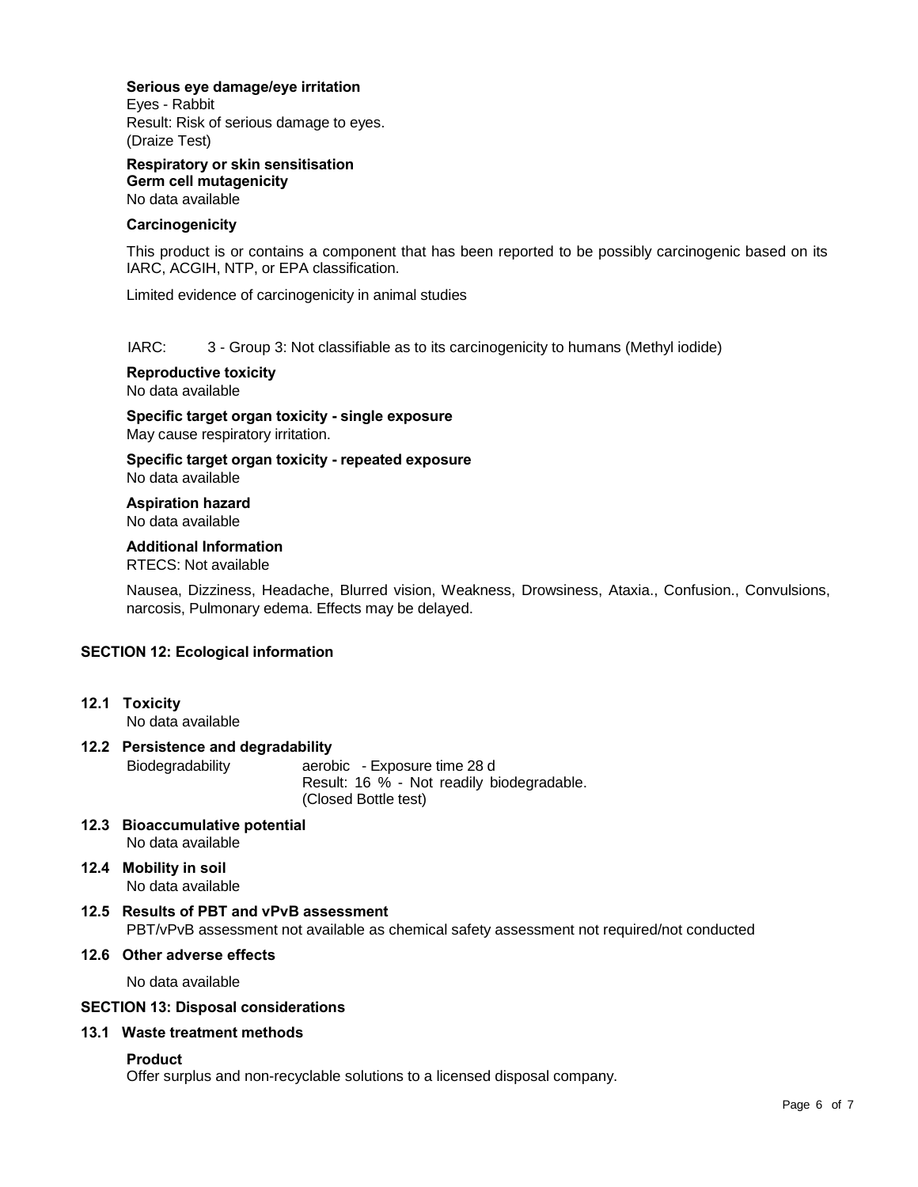**Serious eye damage/eye irritation**

Eyes - Rabbit
Result: Risk of serious damage to eyes.
(Draize Test)

**Respiratory or skin sensitisation**

**Germ cell mutagenicity**

No data available

**Carcinogenicity**

This product is or contains a component that has been reported to be possibly carcinogenic based on its IARC, ACGIH, NTP, or EPA classification.

Limited evidence of carcinogenicity in animal studies

IARC: 3 - Group 3: Not classifiable as to its carcinogenicity to humans (Methyl iodide)

**Reproductive toxicity**

No data available

**Specific target organ toxicity - single exposure**

May cause respiratory irritation.

**Specific target organ toxicity - repeated exposure**

No data available

**Aspiration hazard**

No data available

**Additional Information**

RTECS: Not available

Nausea, Dizziness, Headache, Blurred vision, Weakness, Drowsiness, Ataxia., Confusion., Convulsions, narcosis, Pulmonary edema. Effects may be delayed.

## SECTION 12: Ecological information

### 12.1 Toxicity

No data available

### 12.2 Persistence and degradability

Biodegradability aerobic - Exposure time 28 d
Result: 16 % - Not readily biodegradable.
(Closed Bottle test)

### 12.3 Bioaccumulative potential

No data available

### 12.4 Mobility in soil

No data available

### 12.5 Results of PBT and vPvB assessment

PBT/vPvB assessment not available as chemical safety assessment not required/not conducted

### 12.6 Other adverse effects

No data available

## SECTION 13: Disposal considerations

### 13.1 Waste treatment methods

**Product**

Offer surplus and non-recyclable solutions to a licensed disposal company.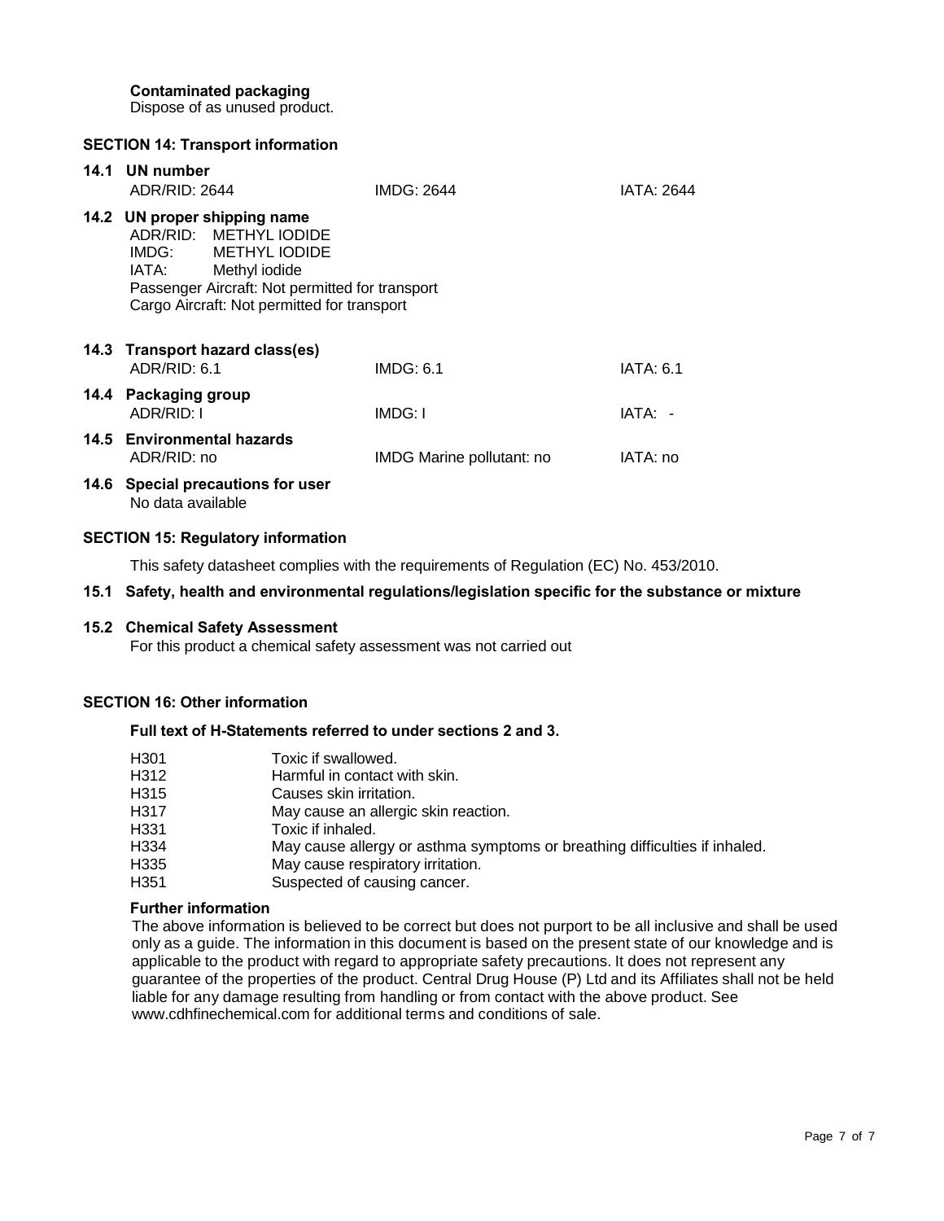**Contaminated packaging**

Dispose of as unused product.

## SECTION 14: Transport information

**14.1 UN number**

| | | |
|---|---|---|
| ADR/RID: 2644 | IMDG: 2644 | IATA: 2644 |

**14.2 UN proper shipping name**

ADR/RID: METHYL IODIDE
IMDG: METHYL IODIDE
IATA: Methyl iodide
Passenger Aircraft: Not permitted for transport
Cargo Aircraft: Not permitted for transport

**14.3 Transport hazard class(es)**

| | | |
|---|---|---|
| ADR/RID: 6.1 | IMDG: 6.1 | IATA: 6.1 |

**14.4 Packaging group**

| | | |
|---|---|---|
| ADR/RID: I | IMDG: I | IATA: - |

**14.5 Environmental hazards**

| | | |
|---|---|---|
| ADR/RID: no | IMDG Marine pollutant: no | IATA: no |

**14.6 Special precautions for user**

No data available

## SECTION 15: Regulatory information

This safety datasheet complies with the requirements of Regulation (EC) No. 453/2010.

**15.1 Safety, health and environmental regulations/legislation specific for the substance or mixture**

**15.2 Chemical Safety Assessment**

For this product a chemical safety assessment was not carried out

## SECTION 16: Other information

**Full text of H-Statements referred to under sections 2 and 3.**

| | |
|---|---|
| H301 | Toxic if swallowed. |
| H312 | Harmful in contact with skin. |
| H315 | Causes skin irritation. |
| H317 | May cause an allergic skin reaction. |
| H331 | Toxic if inhaled. |
| H334 | May cause allergy or asthma symptoms or breathing difficulties if inhaled. |
| H335 | May cause respiratory irritation. |
| H351 | Suspected of causing cancer. |

**Further information**

The above information is believed to be correct but does not purport to be all inclusive and shall be used only as a guide. The information in this document is based on the present state of our knowledge and is applicable to the product with regard to appropriate safety precautions. It does not represent any guarantee of the properties of the product. Central Drug House (P) Ltd and its Affiliates shall not be held liable for any damage resulting from handling or from contact with the above product. See www.cdhfinechemical.com for additional terms and conditions of sale.